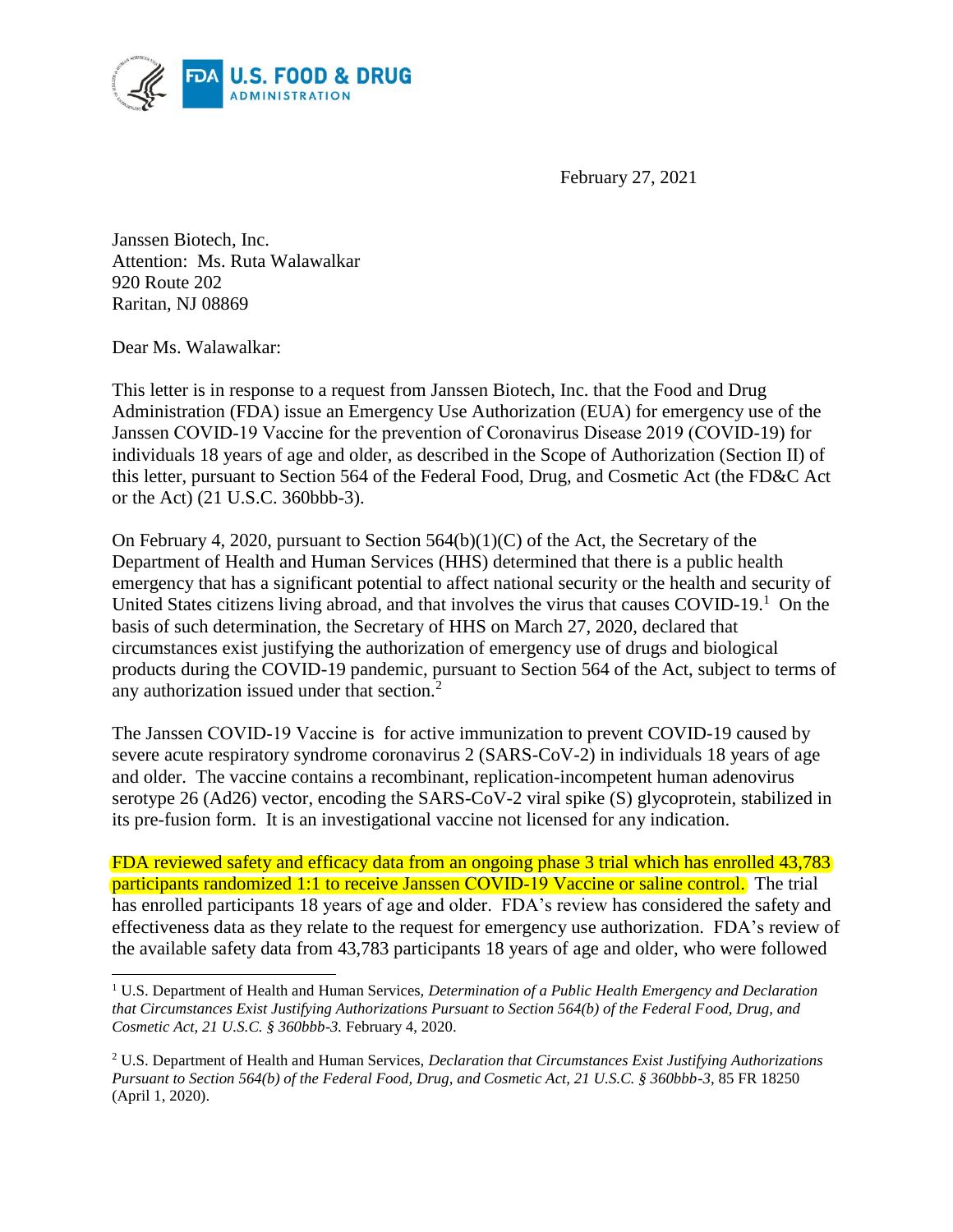February 27, 2021

Janssen Biotech, Inc.
Attention: Ms. Ruta Walawalkar
920 Route 202
Raritan, NJ 08869

Dear Ms. Walawalkar:

This letter is in response to a request from Janssen Biotech, Inc. that the Food and Drug Administration (FDA) issue an Emergency Use Authorization (EUA) for emergency use of the Janssen COVID-19 Vaccine for the prevention of Coronavirus Disease 2019 (COVID-19) for individuals 18 years of age and older, as described in the Scope of Authorization (Section II) of this letter, pursuant to Section 564 of the Federal Food, Drug, and Cosmetic Act (the FD&C Act or the Act) (21 U.S.C. 360bbb-3).

On February 4, 2020, pursuant to Section 564(b)(1)(C) of the Act, the Secretary of the Department of Health and Human Services (HHS) determined that there is a public health emergency that has a significant potential to affect national security or the health and security of United States citizens living abroad, and that involves the virus that causes COVID-19.[1] On the basis of such determination, the Secretary of HHS on March 27, 2020, declared that circumstances exist justifying the authorization of emergency use of drugs and biological products during the COVID-19 pandemic, pursuant to Section 564 of the Act, subject to terms of any authorization issued under that section.[2]

The Janssen COVID-19 Vaccine is for active immunization to prevent COVID-19 caused by severe acute respiratory syndrome coronavirus 2 (SARS-CoV-2) in individuals 18 years of age and older. The vaccine contains a recombinant, replication-incompetent human adenovirus serotype 26 (Ad26) vector, encoding the SARS-CoV-2 viral spike (S) glycoprotein, stabilized in its pre-fusion form. It is an investigational vaccine not licensed for any indication.

FDA reviewed safety and efficacy data from an ongoing phase 3 trial which has enrolled 43,783 participants randomized 1:1 to receive Janssen COVID-19 Vaccine or saline control. The trial has enrolled participants 18 years of age and older. FDA's review has considered the safety and effectiveness data as they relate to the request for emergency use authorization. FDA's review of the available safety data from 43,783 participants 18 years of age and older, who were followed

---

[1] U.S. Department of Health and Human Services, *Determination of a Public Health Emergency and Declaration that Circumstances Exist Justifying Authorizations Pursuant to Section 564(b) of the Federal Food, Drug, and Cosmetic Act, 21 U.S.C. § 360bbb-3.* February 4, 2020.

[2] U.S. Department of Health and Human Services, *Declaration that Circumstances Exist Justifying Authorizations Pursuant to Section 564(b) of the Federal Food, Drug, and Cosmetic Act, 21 U.S.C. § 360bbb-3*, 85 FR 18250 (April 1, 2020).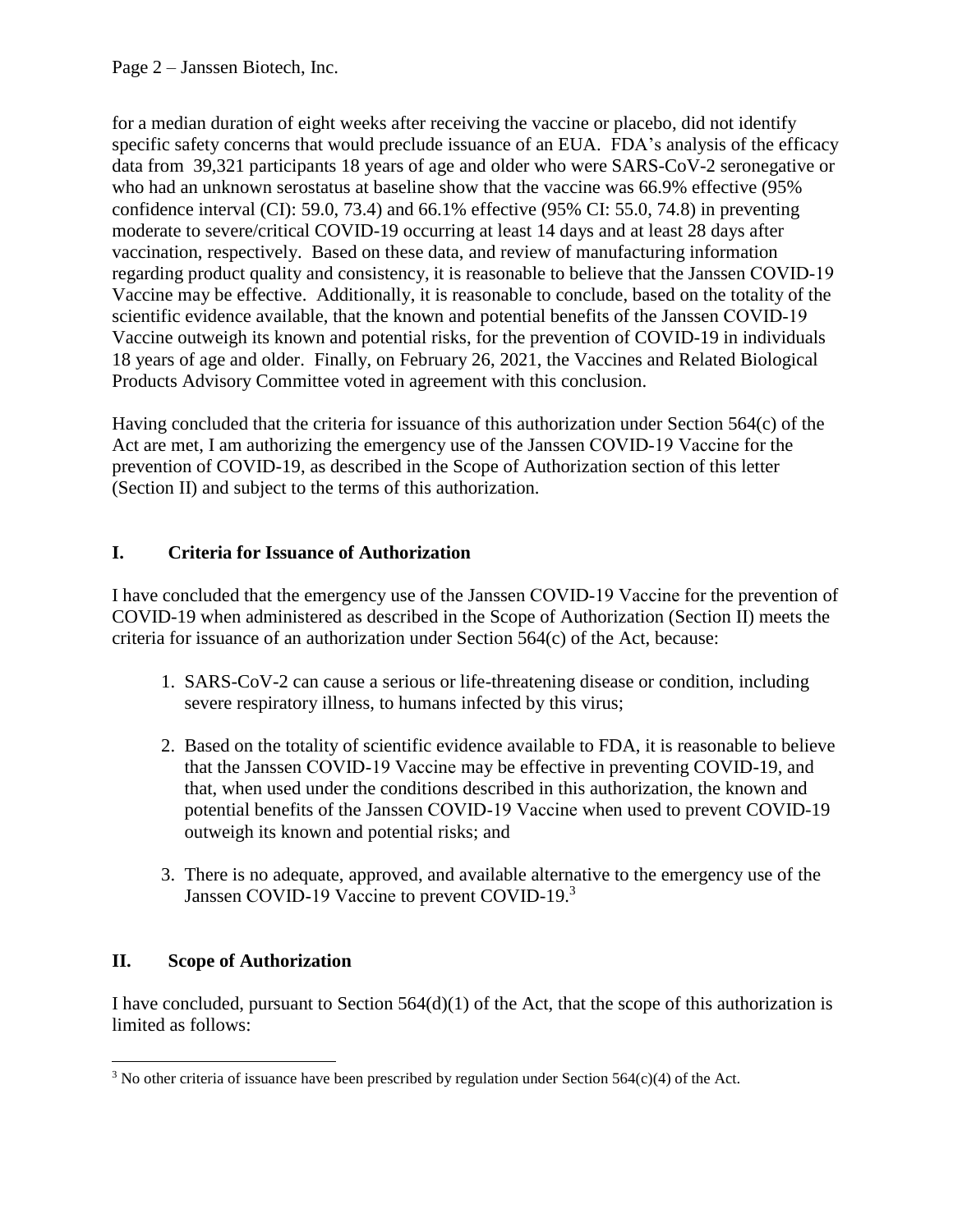for a median duration of eight weeks after receiving the vaccine or placebo, did not identify specific safety concerns that would preclude issuance of an EUA. FDA's analysis of the efficacy data from 39,321 participants 18 years of age and older who were SARS-CoV-2 seronegative or who had an unknown serostatus at baseline show that the vaccine was 66.9% effective (95% confidence interval (CI): 59.0, 73.4) and 66.1% effective (95% CI: 55.0, 74.8) in preventing moderate to severe/critical COVID-19 occurring at least 14 days and at least 28 days after vaccination, respectively. Based on these data, and review of manufacturing information regarding product quality and consistency, it is reasonable to believe that the Janssen COVID-19 Vaccine may be effective. Additionally, it is reasonable to conclude, based on the totality of the scientific evidence available, that the known and potential benefits of the Janssen COVID-19 Vaccine outweigh its known and potential risks, for the prevention of COVID-19 in individuals 18 years of age and older. Finally, on February 26, 2021, the Vaccines and Related Biological Products Advisory Committee voted in agreement with this conclusion.

Having concluded that the criteria for issuance of this authorization under Section 564(c) of the Act are met, I am authorizing the emergency use of the Janssen COVID-19 Vaccine for the prevention of COVID-19, as described in the Scope of Authorization section of this letter (Section II) and subject to the terms of this authorization.

## I. Criteria for Issuance of Authorization

I have concluded that the emergency use of the Janssen COVID-19 Vaccine for the prevention of COVID-19 when administered as described in the Scope of Authorization (Section II) meets the criteria for issuance of an authorization under Section 564(c) of the Act, because:

1. SARS-CoV-2 can cause a serious or life-threatening disease or condition, including severe respiratory illness, to humans infected by this virus;
2. Based on the totality of scientific evidence available to FDA, it is reasonable to believe that the Janssen COVID-19 Vaccine may be effective in preventing COVID-19, and that, when used under the conditions described in this authorization, the known and potential benefits of the Janssen COVID-19 Vaccine when used to prevent COVID-19 outweigh its known and potential risks; and
3. There is no adequate, approved, and available alternative to the emergency use of the Janssen COVID-19 Vaccine to prevent COVID-19.[3]

## II. Scope of Authorization

I have concluded, pursuant to Section 564(d)(1) of the Act, that the scope of this authorization is limited as follows:

[3] No other criteria of issuance have been prescribed by regulation under Section 564(c)(4) of the Act.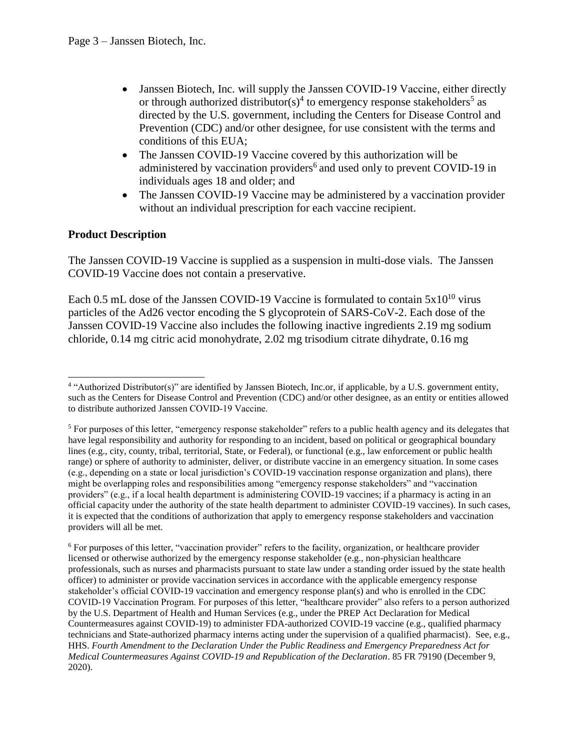- Janssen Biotech, Inc. will supply the Janssen COVID-19 Vaccine, either directly or through authorized distributor(s)[4] to emergency response stakeholders[5] as directed by the U.S. government, including the Centers for Disease Control and Prevention (CDC) and/or other designee, for use consistent with the terms and conditions of this EUA;
- The Janssen COVID-19 Vaccine covered by this authorization will be administered by vaccination providers[6] and used only to prevent COVID-19 in individuals ages 18 and older; and
- The Janssen COVID-19 Vaccine may be administered by a vaccination provider without an individual prescription for each vaccine recipient.

## Product Description

The Janssen COVID-19 Vaccine is supplied as a suspension in multi-dose vials. The Janssen COVID-19 Vaccine does not contain a preservative.

Each 0.5 mL dose of the Janssen COVID-19 Vaccine is formulated to contain $5x10^{10}$ virus particles of the Ad26 vector encoding the S glycoprotein of SARS-CoV-2. Each dose of the Janssen COVID-19 Vaccine also includes the following inactive ingredients 2.19 mg sodium chloride, 0.14 mg citric acid monohydrate, 2.02 mg trisodium citrate dihydrate, 0.16 mg

---

[4] "Authorized Distributor(s)" are identified by Janssen Biotech, Inc.or, if applicable, by a U.S. government entity, such as the Centers for Disease Control and Prevention (CDC) and/or other designee, as an entity or entities allowed to distribute authorized Janssen COVID-19 Vaccine.

[5] For purposes of this letter, "emergency response stakeholder" refers to a public health agency and its delegates that have legal responsibility and authority for responding to an incident, based on political or geographical boundary lines (e.g., city, county, tribal, territorial, State, or Federal), or functional (e.g., law enforcement or public health range) or sphere of authority to administer, deliver, or distribute vaccine in an emergency situation. In some cases (e.g., depending on a state or local jurisdiction's COVID-19 vaccination response organization and plans), there might be overlapping roles and responsibilities among "emergency response stakeholders" and "vaccination providers" (e.g., if a local health department is administering COVID-19 vaccines; if a pharmacy is acting in an official capacity under the authority of the state health department to administer COVID-19 vaccines). In such cases, it is expected that the conditions of authorization that apply to emergency response stakeholders and vaccination providers will all be met.

[6] For purposes of this letter, "vaccination provider" refers to the facility, organization, or healthcare provider licensed or otherwise authorized by the emergency response stakeholder (e.g., non-physician healthcare professionals, such as nurses and pharmacists pursuant to state law under a standing order issued by the state health officer) to administer or provide vaccination services in accordance with the applicable emergency response stakeholder's official COVID-19 vaccination and emergency response plan(s) and who is enrolled in the CDC COVID-19 Vaccination Program. For purposes of this letter, "healthcare provider" also refers to a person authorized by the U.S. Department of Health and Human Services (e.g., under the PREP Act Declaration for Medical Countermeasures against COVID-19) to administer FDA-authorized COVID-19 vaccine (e.g., qualified pharmacy technicians and State-authorized pharmacy interns acting under the supervision of a qualified pharmacist). See, e.g., HHS. *Fourth Amendment to the Declaration Under the Public Readiness and Emergency Preparedness Act for Medical Countermeasures Against COVID-19 and Republication of the Declaration*. 85 FR 79190 (December 9, 2020).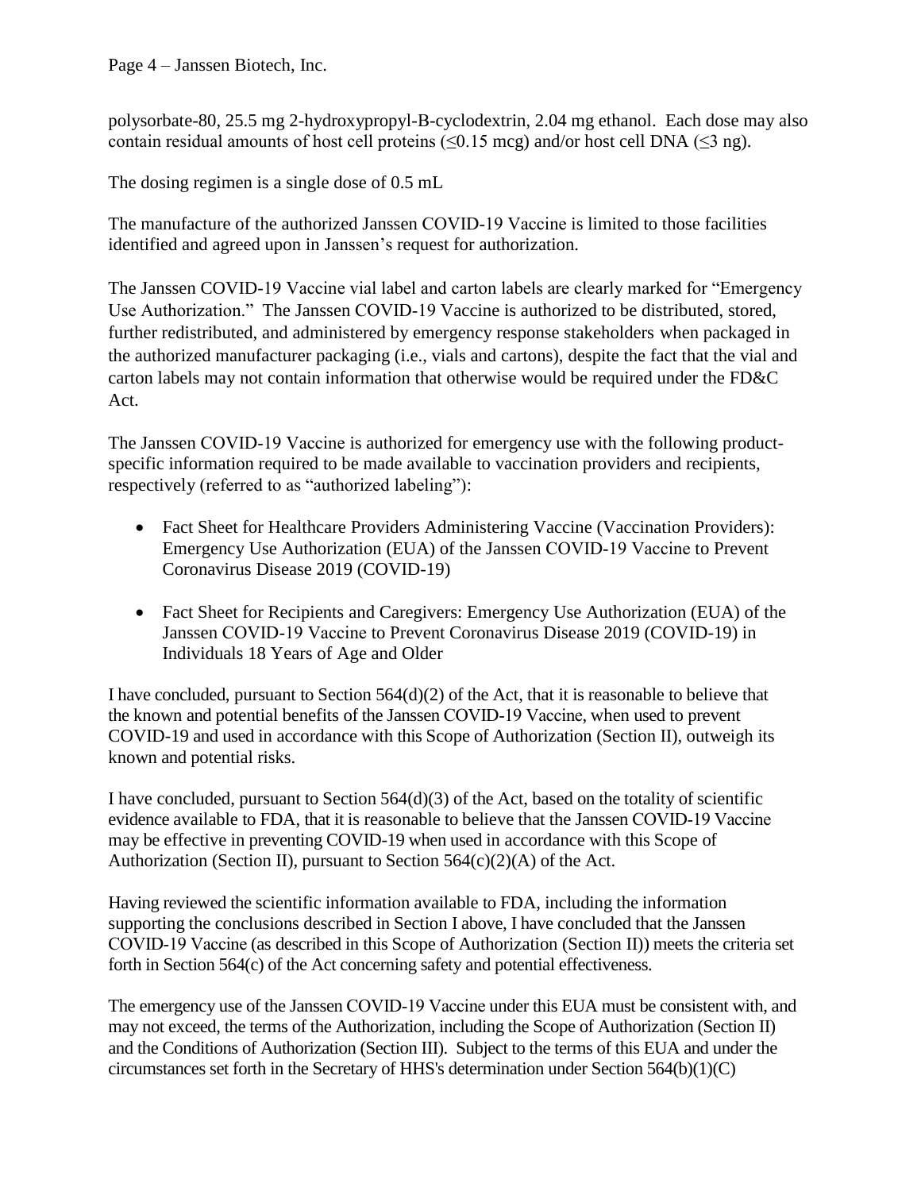polysorbate-80, 25.5 mg 2-hydroxypropyl-B-cyclodextrin, 2.04 mg ethanol. Each dose may also contain residual amounts of host cell proteins (≤0.15 mcg) and/or host cell DNA (≤3 ng).

The dosing regimen is a single dose of 0.5 mL

The manufacture of the authorized Janssen COVID-19 Vaccine is limited to those facilities identified and agreed upon in Janssen's request for authorization.

The Janssen COVID-19 Vaccine vial label and carton labels are clearly marked for "Emergency Use Authorization." The Janssen COVID-19 Vaccine is authorized to be distributed, stored, further redistributed, and administered by emergency response stakeholders when packaged in the authorized manufacturer packaging (i.e., vials and cartons), despite the fact that the vial and carton labels may not contain information that otherwise would be required under the FD&C Act.

The Janssen COVID-19 Vaccine is authorized for emergency use with the following product-specific information required to be made available to vaccination providers and recipients, respectively (referred to as "authorized labeling"):

- Fact Sheet for Healthcare Providers Administering Vaccine (Vaccination Providers): Emergency Use Authorization (EUA) of the Janssen COVID-19 Vaccine to Prevent Coronavirus Disease 2019 (COVID-19)
- Fact Sheet for Recipients and Caregivers: Emergency Use Authorization (EUA) of the Janssen COVID-19 Vaccine to Prevent Coronavirus Disease 2019 (COVID-19) in Individuals 18 Years of Age and Older

I have concluded, pursuant to Section 564(d)(2) of the Act, that it is reasonable to believe that the known and potential benefits of the Janssen COVID-19 Vaccine, when used to prevent COVID-19 and used in accordance with this Scope of Authorization (Section II), outweigh its known and potential risks.

I have concluded, pursuant to Section 564(d)(3) of the Act, based on the totality of scientific evidence available to FDA, that it is reasonable to believe that the Janssen COVID-19 Vaccine may be effective in preventing COVID-19 when used in accordance with this Scope of Authorization (Section II), pursuant to Section 564(c)(2)(A) of the Act.

Having reviewed the scientific information available to FDA, including the information supporting the conclusions described in Section I above, I have concluded that the Janssen COVID-19 Vaccine (as described in this Scope of Authorization (Section II)) meets the criteria set forth in Section 564(c) of the Act concerning safety and potential effectiveness.

The emergency use of the Janssen COVID-19 Vaccine under this EUA must be consistent with, and may not exceed, the terms of the Authorization, including the Scope of Authorization (Section II) and the Conditions of Authorization (Section III). Subject to the terms of this EUA and under the circumstances set forth in the Secretary of HHS's determination under Section 564(b)(1)(C)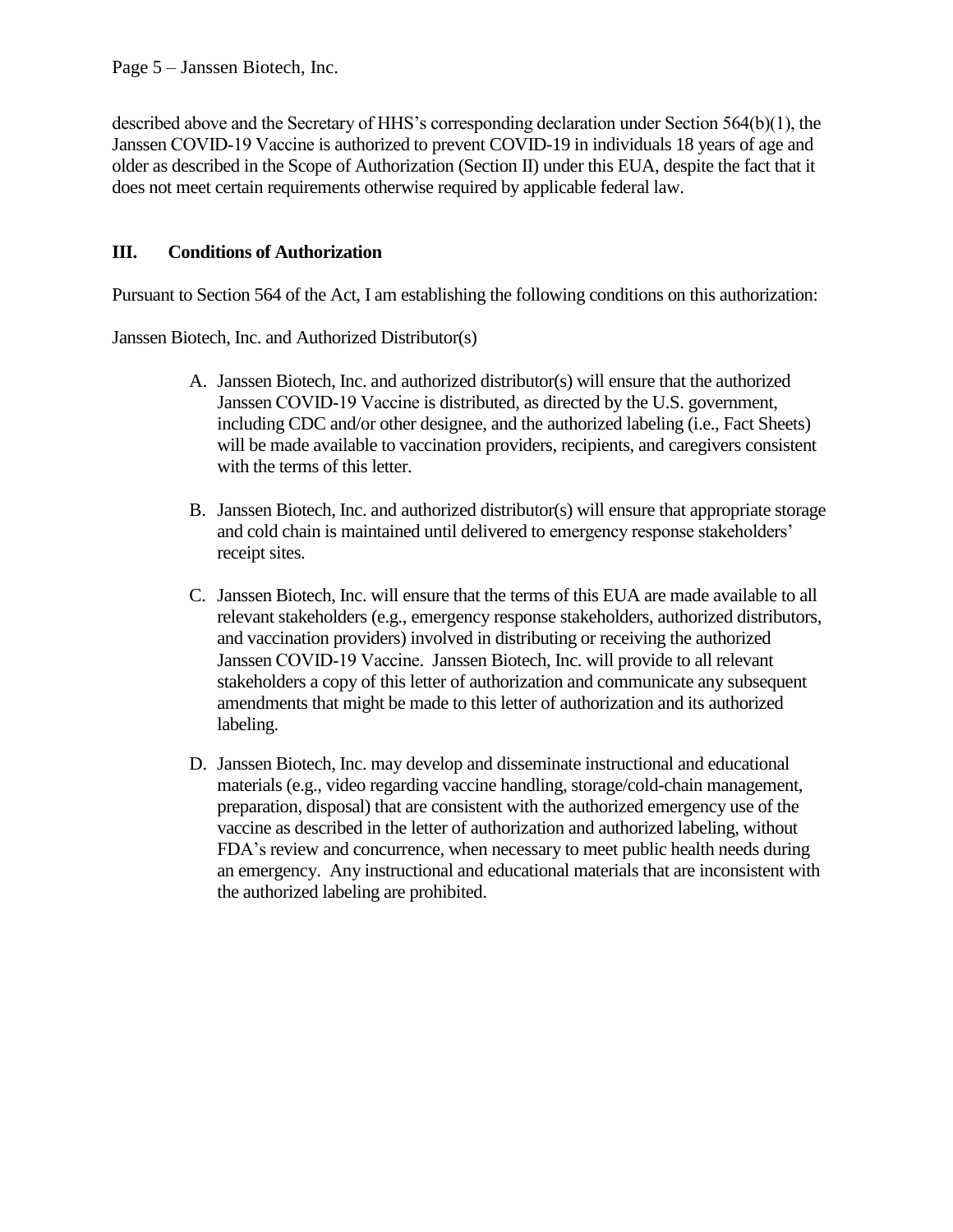described above and the Secretary of HHS's corresponding declaration under Section 564(b)(1), the Janssen COVID-19 Vaccine is authorized to prevent COVID-19 in individuals 18 years of age and older as described in the Scope of Authorization (Section II) under this EUA, despite the fact that it does not meet certain requirements otherwise required by applicable federal law.

## III. Conditions of Authorization

Pursuant to Section 564 of the Act, I am establishing the following conditions on this authorization:

Janssen Biotech, Inc. and Authorized Distributor(s)

A. Janssen Biotech, Inc. and authorized distributor(s) will ensure that the authorized Janssen COVID-19 Vaccine is distributed, as directed by the U.S. government, including CDC and/or other designee, and the authorized labeling (i.e., Fact Sheets) will be made available to vaccination providers, recipients, and caregivers consistent with the terms of this letter.

B. Janssen Biotech, Inc. and authorized distributor(s) will ensure that appropriate storage and cold chain is maintained until delivered to emergency response stakeholders' receipt sites.

C. Janssen Biotech, Inc. will ensure that the terms of this EUA are made available to all relevant stakeholders (e.g., emergency response stakeholders, authorized distributors, and vaccination providers) involved in distributing or receiving the authorized Janssen COVID-19 Vaccine. Janssen Biotech, Inc. will provide to all relevant stakeholders a copy of this letter of authorization and communicate any subsequent amendments that might be made to this letter of authorization and its authorized labeling.

D. Janssen Biotech, Inc. may develop and disseminate instructional and educational materials (e.g., video regarding vaccine handling, storage/cold-chain management, preparation, disposal) that are consistent with the authorized emergency use of the vaccine as described in the letter of authorization and authorized labeling, without FDA's review and concurrence, when necessary to meet public health needs during an emergency. Any instructional and educational materials that are inconsistent with the authorized labeling are prohibited.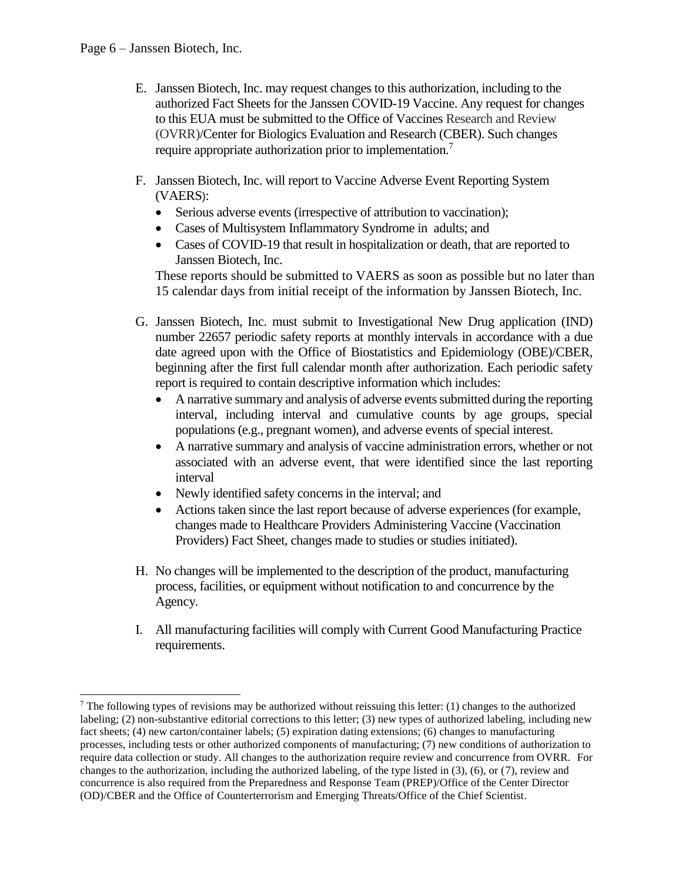E. Janssen Biotech, Inc. may request changes to this authorization, including to the authorized Fact Sheets for the Janssen COVID-19 Vaccine. Any request for changes to this EUA must be submitted to the Office of Vaccines Research and Review (OVRR)/Center for Biologics Evaluation and Research (CBER). Such changes require appropriate authorization prior to implementation.[7]

F. Janssen Biotech, Inc. will report to Vaccine Adverse Event Reporting System (VAERS):
   - Serious adverse events (irrespective of attribution to vaccination);
   - Cases of Multisystem Inflammatory Syndrome in adults; and
   - Cases of COVID-19 that result in hospitalization or death, that are reported to Janssen Biotech, Inc.

   These reports should be submitted to VAERS as soon as possible but no later than 15 calendar days from initial receipt of the information by Janssen Biotech, Inc.

G. Janssen Biotech, Inc. must submit to Investigational New Drug application (IND) number 22657 periodic safety reports at monthly intervals in accordance with a due date agreed upon with the Office of Biostatistics and Epidemiology (OBE)/CBER, beginning after the first full calendar month after authorization. Each periodic safety report is required to contain descriptive information which includes:
   - A narrative summary and analysis of adverse events submitted during the reporting interval, including interval and cumulative counts by age groups, special populations (e.g., pregnant women), and adverse events of special interest.
   - A narrative summary and analysis of vaccine administration errors, whether or not associated with an adverse event, that were identified since the last reporting interval
   - Newly identified safety concerns in the interval; and
   - Actions taken since the last report because of adverse experiences (for example, changes made to Healthcare Providers Administering Vaccine (Vaccination Providers) Fact Sheet, changes made to studies or studies initiated).

H. No changes will be implemented to the description of the product, manufacturing process, facilities, or equipment without notification to and concurrence by the Agency.

I. All manufacturing facilities will comply with Current Good Manufacturing Practice requirements.

---

[7] The following types of revisions may be authorized without reissuing this letter: (1) changes to the authorized labeling; (2) non-substantive editorial corrections to this letter; (3) new types of authorized labeling, including new fact sheets; (4) new carton/container labels; (5) expiration dating extensions; (6) changes to manufacturing processes, including tests or other authorized components of manufacturing; (7) new conditions of authorization to require data collection or study. All changes to the authorization require review and concurrence from OVRR. For changes to the authorization, including the authorized labeling, of the type listed in (3), (6), or (7), review and concurrence is also required from the Preparedness and Response Team (PREP)/Office of the Center Director (OD)/CBER and the Office of Counterterrorism and Emerging Threats/Office of the Chief Scientist.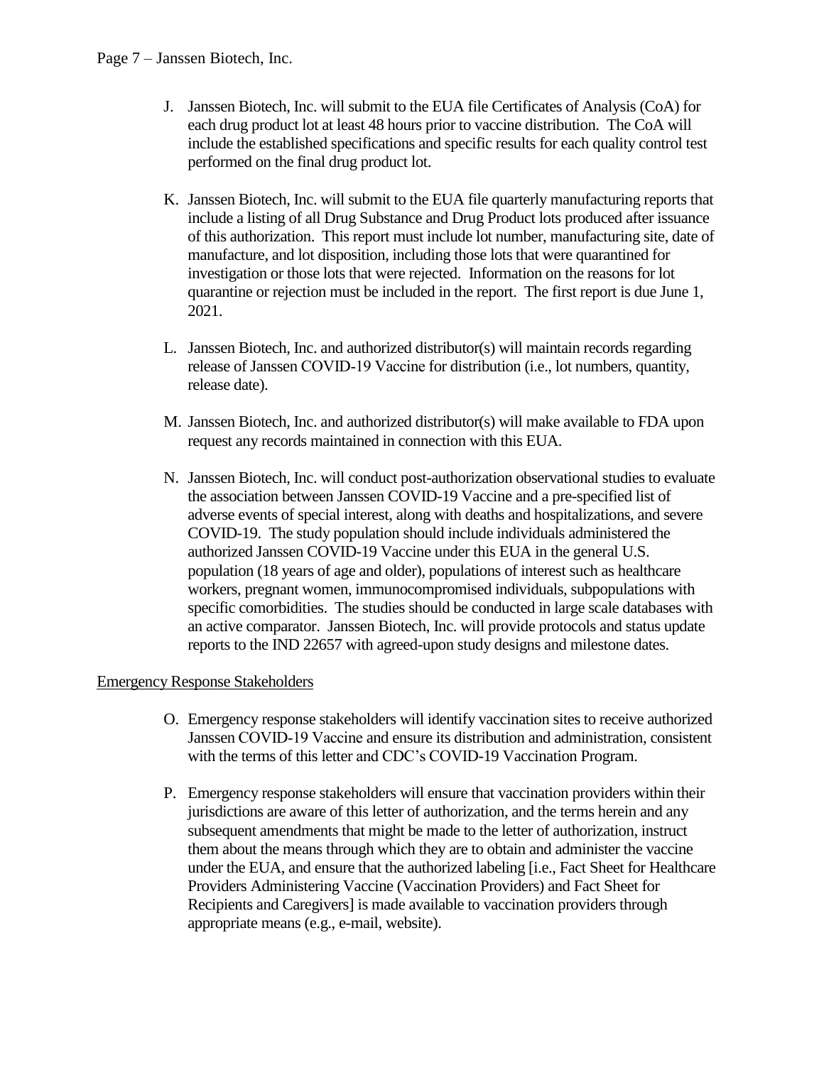J. Janssen Biotech, Inc. will submit to the EUA file Certificates of Analysis (CoA) for each drug product lot at least 48 hours prior to vaccine distribution. The CoA will include the established specifications and specific results for each quality control test performed on the final drug product lot.

K. Janssen Biotech, Inc. will submit to the EUA file quarterly manufacturing reports that include a listing of all Drug Substance and Drug Product lots produced after issuance of this authorization. This report must include lot number, manufacturing site, date of manufacture, and lot disposition, including those lots that were quarantined for investigation or those lots that were rejected. Information on the reasons for lot quarantine or rejection must be included in the report. The first report is due June 1, 2021.

L. Janssen Biotech, Inc. and authorized distributor(s) will maintain records regarding release of Janssen COVID-19 Vaccine for distribution (i.e., lot numbers, quantity, release date).

M. Janssen Biotech, Inc. and authorized distributor(s) will make available to FDA upon request any records maintained in connection with this EUA.

N. Janssen Biotech, Inc. will conduct post-authorization observational studies to evaluate the association between Janssen COVID-19 Vaccine and a pre-specified list of adverse events of special interest, along with deaths and hospitalizations, and severe COVID-19. The study population should include individuals administered the authorized Janssen COVID-19 Vaccine under this EUA in the general U.S. population (18 years of age and older), populations of interest such as healthcare workers, pregnant women, immunocompromised individuals, subpopulations with specific comorbidities. The studies should be conducted in large scale databases with an active comparator. Janssen Biotech, Inc. will provide protocols and status update reports to the IND 22657 with agreed-upon study designs and milestone dates.

Emergency Response Stakeholders

O. Emergency response stakeholders will identify vaccination sites to receive authorized Janssen COVID-19 Vaccine and ensure its distribution and administration, consistent with the terms of this letter and CDC's COVID-19 Vaccination Program.

P. Emergency response stakeholders will ensure that vaccination providers within their jurisdictions are aware of this letter of authorization, and the terms herein and any subsequent amendments that might be made to the letter of authorization, instruct them about the means through which they are to obtain and administer the vaccine under the EUA, and ensure that the authorized labeling [i.e., Fact Sheet for Healthcare Providers Administering Vaccine (Vaccination Providers) and Fact Sheet for Recipients and Caregivers] is made available to vaccination providers through appropriate means (e.g., e-mail, website).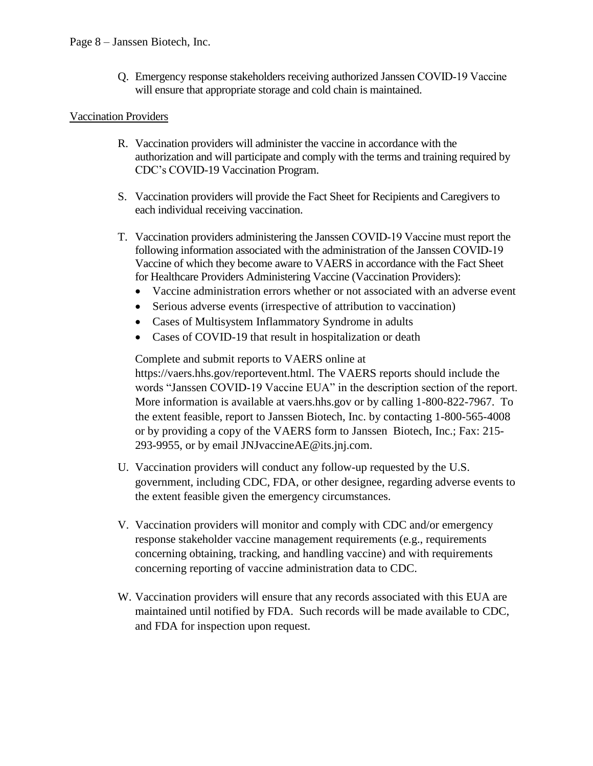Q. Emergency response stakeholders receiving authorized Janssen COVID-19 Vaccine will ensure that appropriate storage and cold chain is maintained.

<u>Vaccination Providers</u>

R. Vaccination providers will administer the vaccine in accordance with the authorization and will participate and comply with the terms and training required by CDC's COVID-19 Vaccination Program.

S. Vaccination providers will provide the Fact Sheet for Recipients and Caregivers to each individual receiving vaccination.

T. Vaccination providers administering the Janssen COVID-19 Vaccine must report the following information associated with the administration of the Janssen COVID-19 Vaccine of which they become aware to VAERS in accordance with the Fact Sheet for Healthcare Providers Administering Vaccine (Vaccination Providers):
   - Vaccine administration errors whether or not associated with an adverse event
   - Serious adverse events (irrespective of attribution to vaccination)
   - Cases of Multisystem Inflammatory Syndrome in adults
   - Cases of COVID-19 that result in hospitalization or death

   Complete and submit reports to VAERS online at https://vaers.hhs.gov/reportevent.html. The VAERS reports should include the words "Janssen COVID-19 Vaccine EUA" in the description section of the report. More information is available at vaers.hhs.gov or by calling 1-800-822-7967. To the extent feasible, report to Janssen Biotech, Inc. by contacting 1-800-565-4008 or by providing a copy of the VAERS form to Janssen Biotech, Inc.; Fax: 215-293-9955, or by email JNJvaccineAE@its.jnj.com.

U. Vaccination providers will conduct any follow-up requested by the U.S. government, including CDC, FDA, or other designee, regarding adverse events to the extent feasible given the emergency circumstances.

V. Vaccination providers will monitor and comply with CDC and/or emergency response stakeholder vaccine management requirements (e.g., requirements concerning obtaining, tracking, and handling vaccine) and with requirements concerning reporting of vaccine administration data to CDC.

W. Vaccination providers will ensure that any records associated with this EUA are maintained until notified by FDA. Such records will be made available to CDC, and FDA for inspection upon request.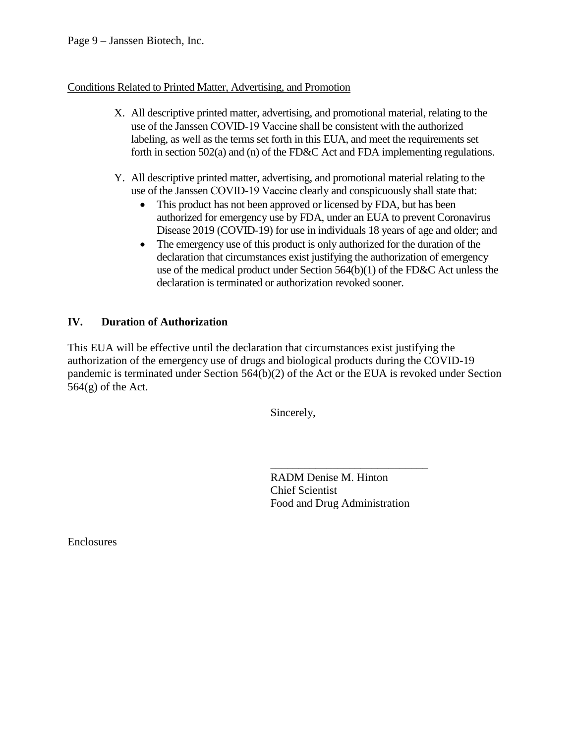Conditions Related to Printed Matter, Advertising, and Promotion

X. All descriptive printed matter, advertising, and promotional material, relating to the use of the Janssen COVID-19 Vaccine shall be consistent with the authorized labeling, as well as the terms set forth in this EUA, and meet the requirements set forth in section 502(a) and (n) of the FD&C Act and FDA implementing regulations.

Y. All descriptive printed matter, advertising, and promotional material relating to the use of the Janssen COVID-19 Vaccine clearly and conspicuously shall state that:
   - This product has not been approved or licensed by FDA, but has been authorized for emergency use by FDA, under an EUA to prevent Coronavirus Disease 2019 (COVID-19) for use in individuals 18 years of age and older; and
   - The emergency use of this product is only authorized for the duration of the declaration that circumstances exist justifying the authorization of emergency use of the medical product under Section 564(b)(1) of the FD&C Act unless the declaration is terminated or authorization revoked sooner.

## IV. Duration of Authorization

This EUA will be effective until the declaration that circumstances exist justifying the authorization of the emergency use of drugs and biological products during the COVID-19 pandemic is terminated under Section 564(b)(2) of the Act or the EUA is revoked under Section 564(g) of the Act.

Sincerely,

\_\_\_\_\_\_\_\_\_\_\_\_\_\_\_\_\_\_\_\_\_\_\_\_\_\_\_\_\_\_

RADM Denise M. Hinton
Chief Scientist
Food and Drug Administration

Enclosures